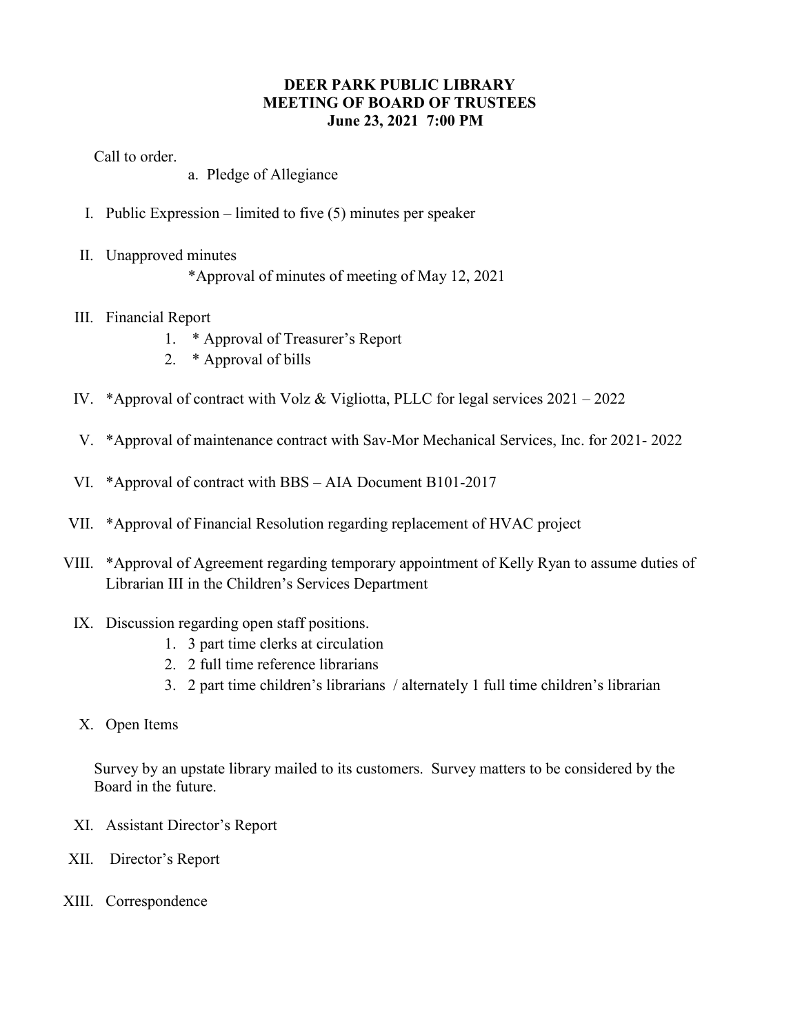# DEER PARK PUBLIC LIBRARY
## MEETING OF BOARD OF TRUSTEES
### June 23, 2021 7:00 PM

Call to order.

a. Pledge of Allegiance

I. Public Expression – limited to five (5) minutes per speaker

II. Unapproved minutes

*Approval of minutes of meeting of May 12, 2021

III. Financial Report

1. * Approval of Treasurer's Report
2. * Approval of bills

IV. *Approval of contract with Volz & Vigliotta, PLLC for legal services 2021 – 2022

V. *Approval of maintenance contract with Sav-Mor Mechanical Services, Inc. for 2021- 2022

VI. *Approval of contract with BBS – AIA Document B101-2017

VII. *Approval of Financial Resolution regarding replacement of HVAC project

VIII. *Approval of Agreement regarding temporary appointment of Kelly Ryan to assume duties of Librarian III in the Children's Services Department

IX. Discussion regarding open staff positions.

1. 3 part time clerks at circulation
2. 2 full time reference librarians
3. 2 part time children's librarians / alternately 1 full time children's librarian

X. Open Items

Survey by an upstate library mailed to its customers. Survey matters to be considered by the Board in the future.

XI. Assistant Director's Report

XII. Director's Report

XIII. Correspondence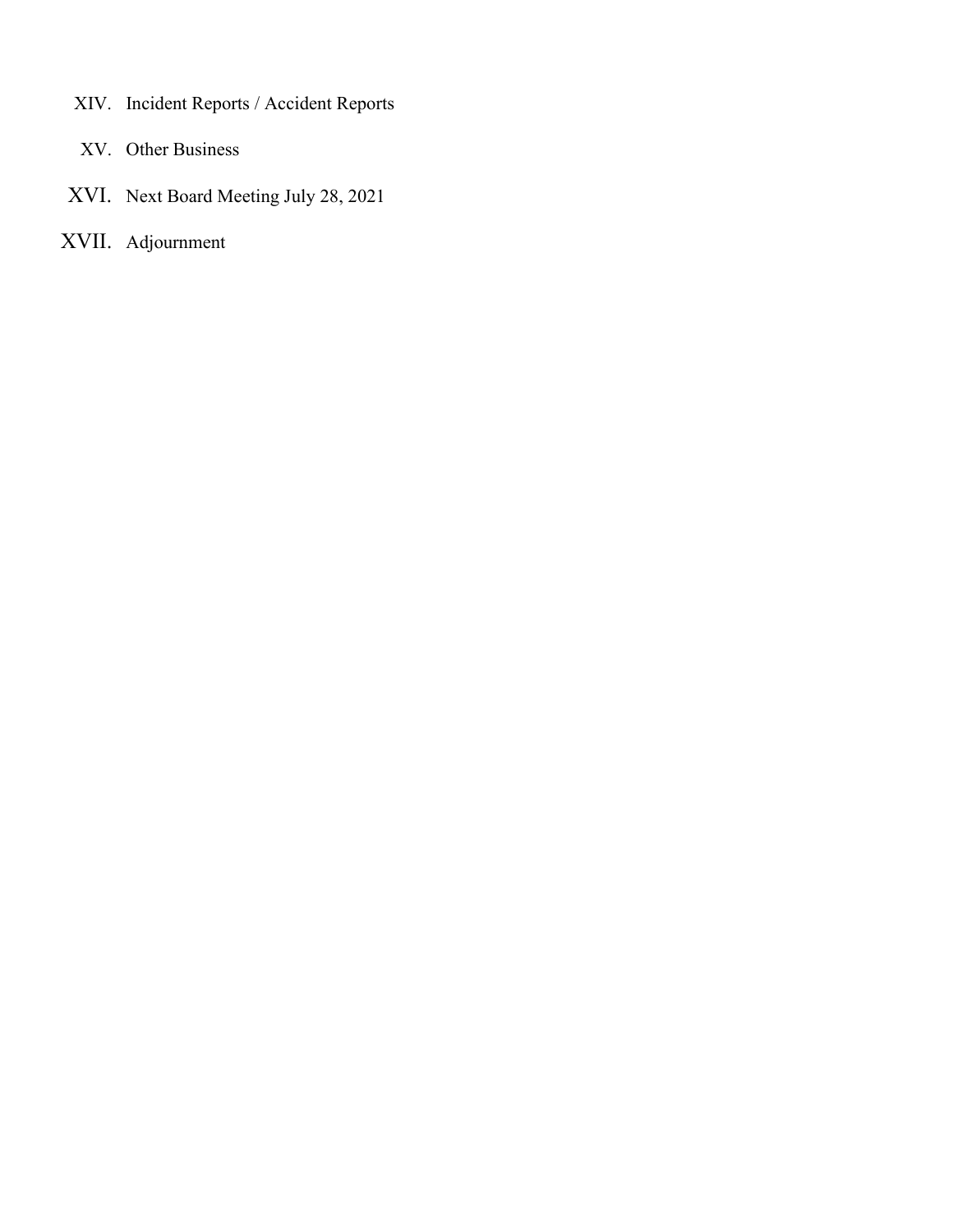XIV. Incident Reports / Accident Reports

XV. Other Business

XVI. Next Board Meeting July 28, 2021

XVII. Adjournment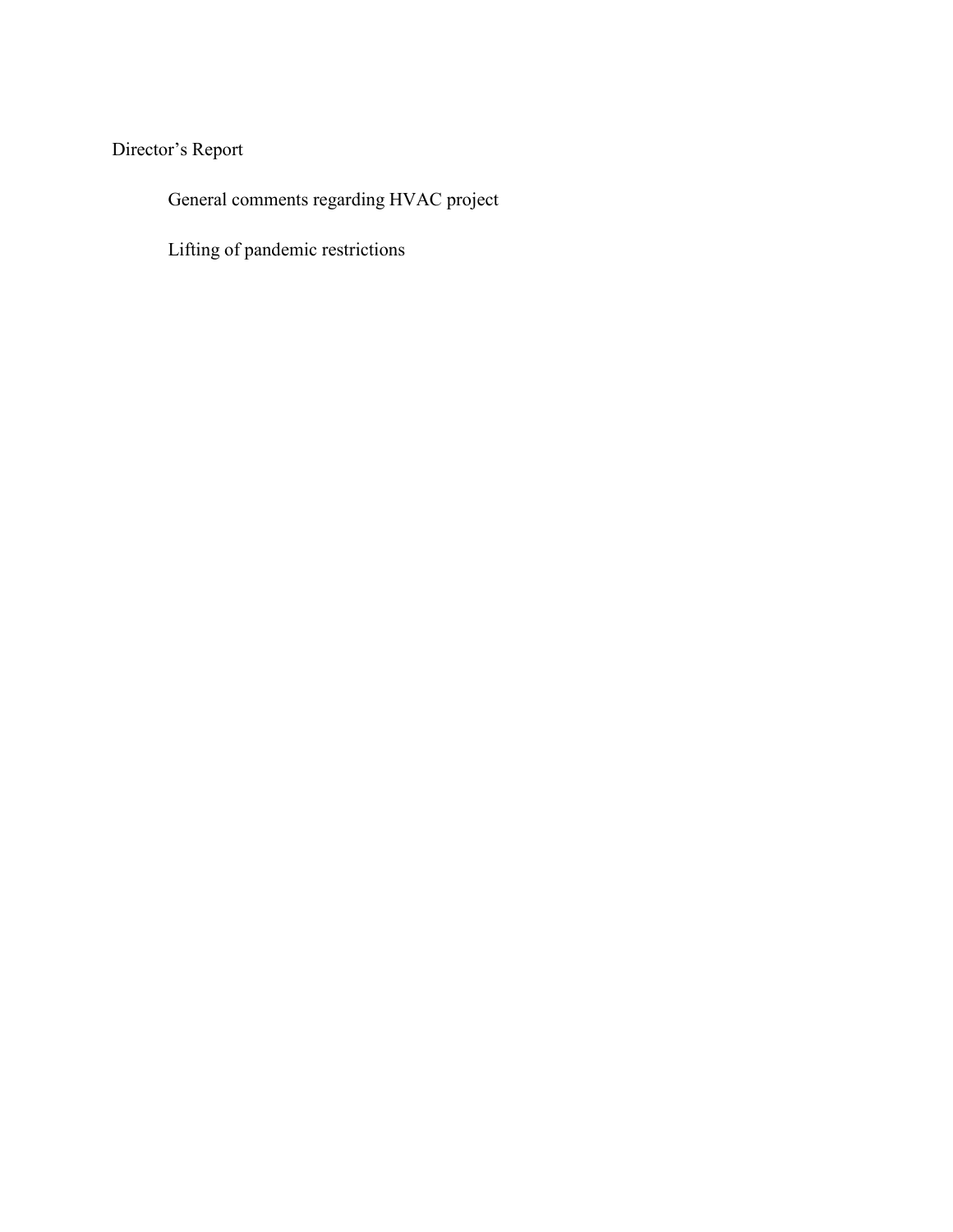Director's Report

- General comments regarding HVAC project
- Lifting of pandemic restrictions